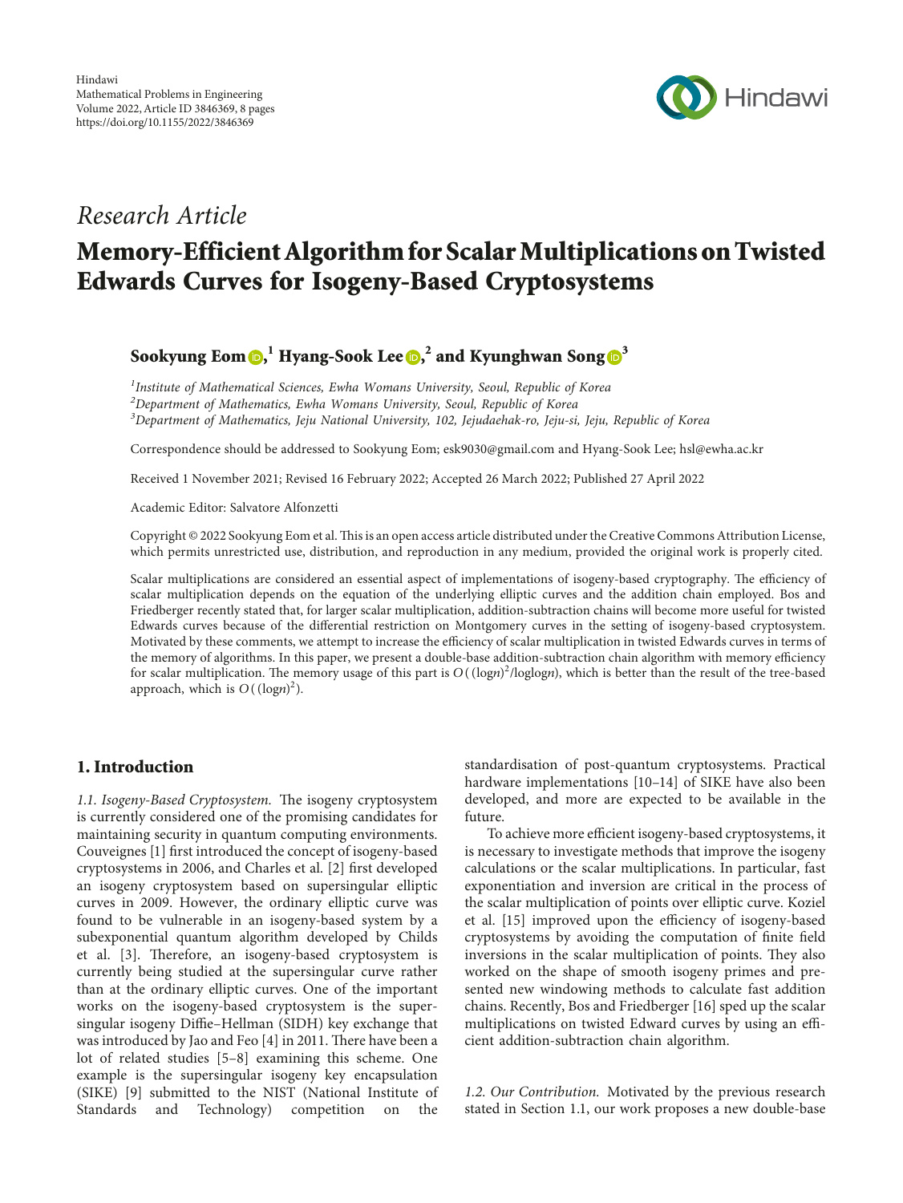Hindawi
Mathematical Problems in Engineering
Volume 2022, Article ID 3846369, 8 pages
https://doi.org/10.1155/2022/3846369

*Research Article*

# Memory-Efficient Algorithm for Scalar Multiplications on Twisted Edwards Curves for Isogeny-Based Cryptosystems

**Sookyung Eom,[1] Hyang-Sook Lee,[2] and Kyunghwan Song[3]**

[1]*Institute of Mathematical Sciences, Ewha Womans University, Seoul, Republic of Korea*
[2]*Department of Mathematics, Ewha Womans University, Seoul, Republic of Korea*
[3]*Department of Mathematics, Jeju National University, 102, Jejudaehak-ro, Jeju-si, Jeju, Republic of Korea*

Correspondence should be addressed to Sookyung Eom; esk9030@gmail.com and Hyang-Sook Lee; hsl@ewha.ac.kr

Received 1 November 2021; Revised 16 February 2022; Accepted 26 March 2022; Published 27 April 2022

Academic Editor: Salvatore Alfonzetti

Copyright © 2022 Sookyung Eom et al. This is an open access article distributed under the Creative Commons Attribution License, which permits unrestricted use, distribution, and reproduction in any medium, provided the original work is properly cited.

Scalar multiplications are considered an essential aspect of implementations of isogeny-based cryptography. The efficiency of scalar multiplication depends on the equation of the underlying elliptic curves and the addition chain employed. Bos and Friedberger recently stated that, for larger scalar multiplication, addition-subtraction chains will become more useful for twisted Edwards curves because of the differential restriction on Montgomery curves in the setting of isogeny-based cryptosystem. Motivated by these comments, we attempt to increase the efficiency of scalar multiplication in twisted Edwards curves in terms of the memory of algorithms. In this paper, we present a double-base addition-subtraction chain algorithm with memory efficiency for scalar multiplication. The memory usage of this part is $O((\log n)^2/\log\log n)$, which is better than the result of the tree-based approach, which is $O((\log n)^2)$.

## 1. Introduction

*1.1. Isogeny-Based Cryptosystem.* The isogeny cryptosystem is currently considered one of the promising candidates for maintaining security in quantum computing environments. Couveignes [1] first introduced the concept of isogeny-based cryptosystems in 2006, and Charles et al. [2] first developed an isogeny cryptosystem based on supersingular elliptic curves in 2009. However, the ordinary elliptic curve was found to be vulnerable in an isogeny-based system by a subexponential quantum algorithm developed by Childs et al. [3]. Therefore, an isogeny-based cryptosystem is currently being studied at the supersingular curve rather than at the ordinary elliptic curves. One of the important works on the isogeny-based cryptosystem is the supersingular isogeny Diffie–Hellman (SIDH) key exchange that was introduced by Jao and Feo [4] in 2011. There have been a lot of related studies [5–8] examining this scheme. One example is the supersingular isogeny key encapsulation (SIKE) [9] submitted to the NIST (National Institute of Standards and Technology) competition on the standardisation of post-quantum cryptosystems. Practical hardware implementations [10–14] of SIKE have also been developed, and more are expected to be available in the future.

To achieve more efficient isogeny-based cryptosystems, it is necessary to investigate methods that improve the isogeny calculations or the scalar multiplications. In particular, fast exponentiation and inversion are critical in the process of the scalar multiplication of points over elliptic curve. Koziel et al. [15] improved upon the efficiency of isogeny-based cryptosystems by avoiding the computation of finite field inversions in the scalar multiplication of points. They also worked on the shape of smooth isogeny primes and presented new windowing methods to calculate fast addition chains. Recently, Bos and Friedberger [16] sped up the scalar multiplications on twisted Edward curves by using an efficient addition-subtraction chain algorithm.

*1.2. Our Contribution.* Motivated by the previous research stated in Section 1.1, our work proposes a new double-base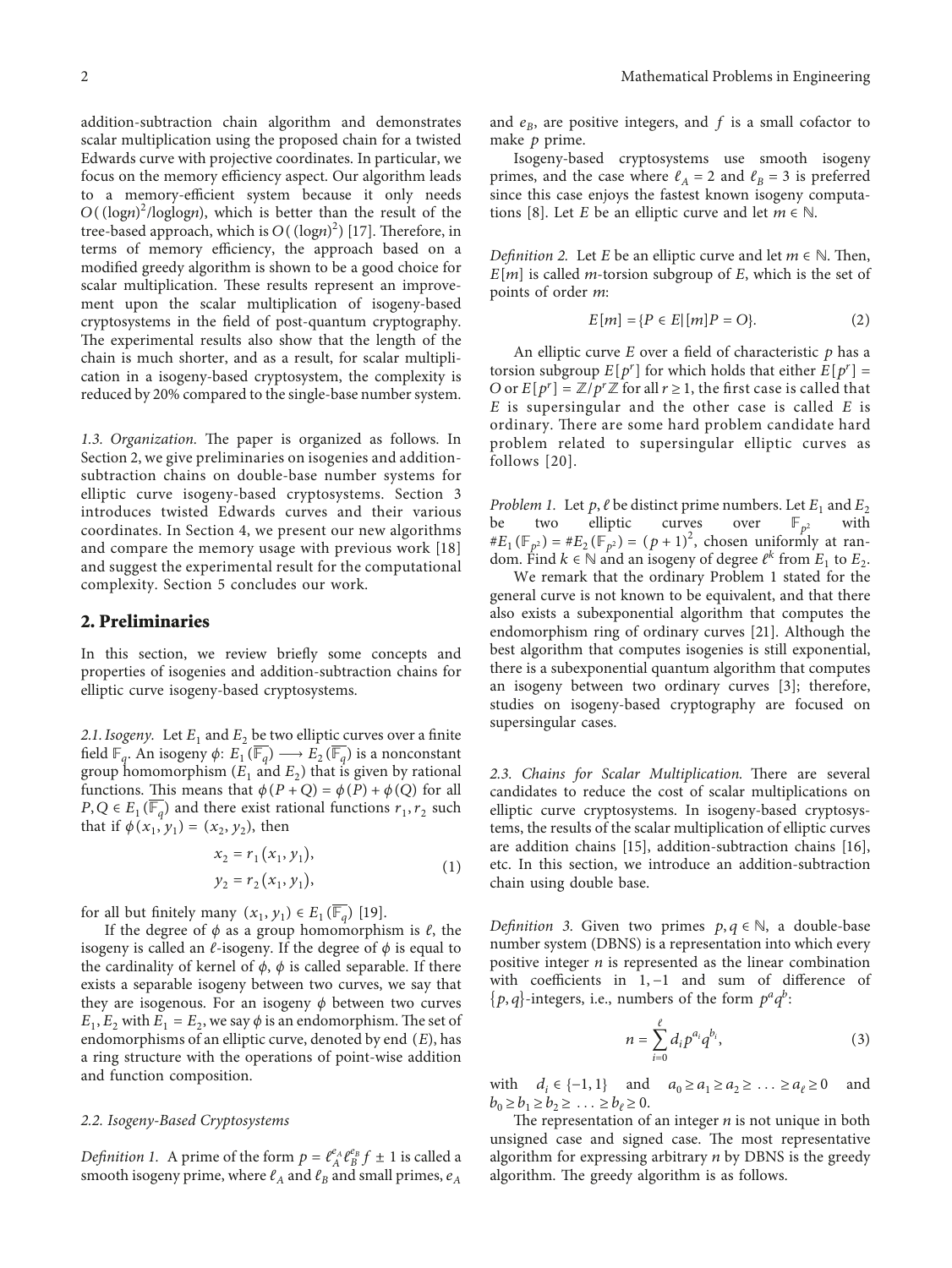addition-subtraction chain algorithm and demonstrates scalar multiplication using the proposed chain for a twisted Edwards curve with projective coordinates. In particular, we focus on the memory efficiency aspect. Our algorithm leads to a memory-efficient system because it only needs $O((\log n)^2/\log\log n)$, which is better than the result of the tree-based approach, which is $O((\log n)^2)$ [17]. Therefore, in terms of memory efficiency, the approach based on a modified greedy algorithm is shown to be a good choice for scalar multiplication. These results represent an improvement upon the scalar multiplication of isogeny-based cryptosystems in the field of post-quantum cryptography. The experimental results also show that the length of the chain is much shorter, and as a result, for scalar multiplication in a isogeny-based cryptosystem, the complexity is reduced by 20% compared to the single-base number system.

*1.3. Organization.* The paper is organized as follows. In Section 2, we give preliminaries on isogenies and addition-subtraction chains on double-base number systems for elliptic curve isogeny-based cryptosystems. Section 3 introduces twisted Edwards curves and their various coordinates. In Section 4, we present our new algorithms and compare the memory usage with previous work [18] and suggest the experimental result for the computational complexity. Section 5 concludes our work.

## 2. Preliminaries

In this section, we review briefly some concepts and properties of isogenies and addition-subtraction chains for elliptic curve isogeny-based cryptosystems.

*2.1. Isogeny.* Let $E_1$ and $E_2$ be two elliptic curves over a finite field $\mathbb{F}_q$. An isogeny $\phi\colon E_1(\overline{\mathbb{F}_q}) \longrightarrow E_2(\overline{\mathbb{F}_q})$ is a nonconstant group homomorphism ($E_1$ and $E_2$) that is given by rational functions. This means that $\phi(P+Q) = \phi(P) + \phi(Q)$ for all $P, Q \in E_1(\overline{\mathbb{F}_q})$ and there exist rational functions $r_1, r_2$ such that if $\phi(x_1, y_1) = (x_2, y_2)$, then

$$
\begin{aligned}
x_2 &= r_1(x_1, y_1), \\
y_2 &= r_2(x_1, y_1),
\end{aligned}
\tag{1}
$$

for all but finitely many $(x_1, y_1) \in E_1(\overline{\mathbb{F}_q})$ [19].

If the degree of $\phi$ as a group homomorphism is $\ell$, the isogeny is called an $\ell$-isogeny. If the degree of $\phi$ is equal to the cardinality of kernel of $\phi$, $\phi$ is called separable. If there exists a separable isogeny between two curves, we say that they are isogenous. For an isogeny $\phi$ between two curves $E_1, E_2$ with $E_1 = E_2$, we say $\phi$ is an endomorphism. The set of endomorphisms of an elliptic curve, denoted by end $(E)$, has a ring structure with the operations of point-wise addition and function composition.

*2.2. Isogeny-Based Cryptosystems*

*Definition 1.* A prime of the form $p = \ell_A^{e_A}\ell_B^{e_B} f \pm 1$ is called a smooth isogeny prime, where $\ell_A$ and $\ell_B$ and small primes, $e_A$ and $e_B$, are positive integers, and $f$ is a small cofactor to make $p$ prime.

Isogeny-based cryptosystems use smooth isogeny primes, and the case where $\ell_A = 2$ and $\ell_B = 3$ is preferred since this case enjoys the fastest known isogeny computations [8]. Let $E$ be an elliptic curve and let $m \in \mathbb{N}$.

*Definition 2.* Let $E$ be an elliptic curve and let $m \in \mathbb{N}$. Then, $E[m]$ is called $m$-torsion subgroup of $E$, which is the set of points of order $m$:

$$
E[m] = \{P \in E \mid [m]P = O\}. \tag{2}
$$

An elliptic curve $E$ over a field of characteristic $p$ has a torsion subgroup $E[p^r]$ for which holds that either $E[p^r] = O$ or $E[p^r] = \mathbb{Z}/p^r\mathbb{Z}$ for all $r \geq 1$, the first case is called that $E$ is supersingular and the other case is called $E$ is ordinary. There are some hard problem candidate hard problem related to supersingular elliptic curves as follows [20].

*Problem 1.* Let $p, \ell$ be distinct prime numbers. Let $E_1$ and $E_2$ be two elliptic curves over $\mathbb{F}_{p^2}$ with $\#E_1(\mathbb{F}_{p^2}) = \#E_2(\mathbb{F}_{p^2}) = (p+1)^2$, chosen uniformly at random. Find $k \in \mathbb{N}$ and an isogeny of degree $\ell^k$ from $E_1$ to $E_2$.

We remark that the ordinary Problem 1 stated for the general curve is not known to be equivalent, and that there also exists a subexponential algorithm that computes the endomorphism ring of ordinary curves [21]. Although the best algorithm that computes isogenies is still exponential, there is a subexponential quantum algorithm that computes an isogeny between two ordinary curves [3]; therefore, studies on isogeny-based cryptography are focused on supersingular cases.

*2.3. Chains for Scalar Multiplication.* There are several candidates to reduce the cost of scalar multiplications on elliptic curve cryptosystems. In isogeny-based cryptosystems, the results of the scalar multiplication of elliptic curves are addition chains [15], addition-subtraction chains [16], etc. In this section, we introduce an addition-subtraction chain using double base.

*Definition 3.* Given two primes $p, q \in \mathbb{N}$, a double-base number system (DBNS) is a representation into which every positive integer $n$ is represented as the linear combination with coefficients in $1, -1$ and sum of difference of $\{p, q\}$-integers, i.e., numbers of the form $p^a q^b$:

$$
n = \sum_{i=0}^{\ell} d_i p^{a_i} q^{b_i}, \tag{3}
$$

with $d_i \in \{-1, 1\}$ and $a_0 \geq a_1 \geq a_2 \geq \ldots \geq a_\ell \geq 0$ and $b_0 \geq b_1 \geq b_2 \geq \ldots \geq b_\ell \geq 0$.

The representation of an integer $n$ is not unique in both unsigned case and signed case. The most representative algorithm for expressing arbitrary $n$ by DBNS is the greedy algorithm. The greedy algorithm is as follows.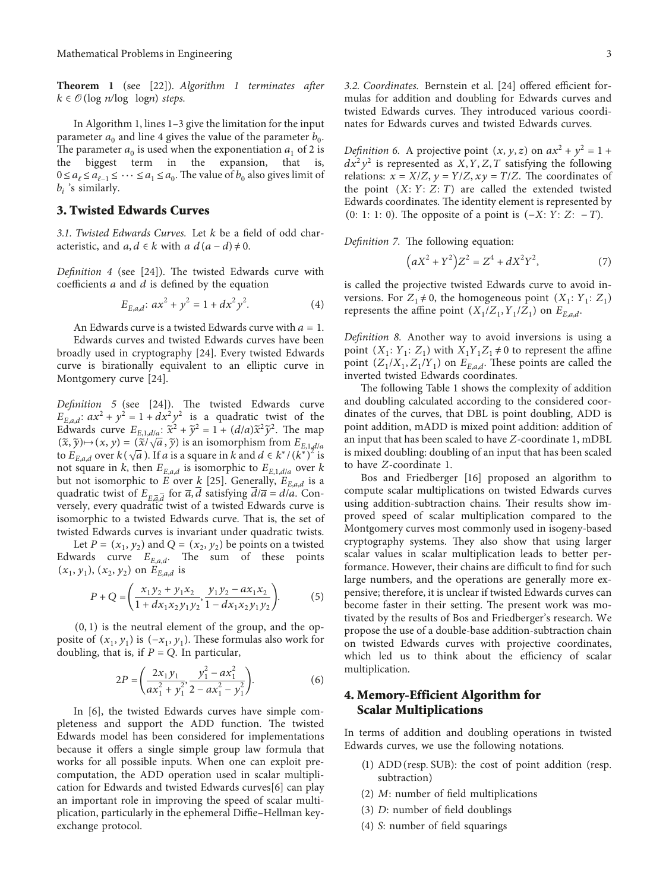**Theorem 1** (see [22]). *Algorithm 1 terminates after* $k \in \mathcal{O}(\log n/\log \log n)$ *steps.*

In Algorithm 1, lines 1–3 give the limitation for the input parameter $a_0$ and line 4 gives the value of the parameter $b_0$. The parameter $a_0$ is used when the exponentiation $a_1$ of 2 is the biggest term in the expansion, that is, $0 \le a_\ell \le a_{\ell-1} \le \cdots \le a_1 \le a_0$. The value of $b_0$ also gives limit of $b_i$ 's similarly.

## 3. Twisted Edwards Curves

*3.1. Twisted Edwards Curves.* Let $k$ be a field of odd characteristic, and $a, d \in k$ with $a\, d(a-d) \neq 0$.

*Definition 4* (see [24]). The twisted Edwards curve with coefficients $a$ and $d$ is defined by the equation

$$E_{E,a,d}\colon ax^2 + y^2 = 1 + dx^2y^2. \tag{4}$$

An Edwards curve is a twisted Edwards curve with $a = 1$.

Edwards curves and twisted Edwards curves have been broadly used in cryptography [24]. Every twisted Edwards curve is birationally equivalent to an elliptic curve in Montgomery curve [24].

*Definition 5* (see [24]). The twisted Edwards curve $E_{E,a,d}\colon ax^2 + y^2 = 1 + dx^2y^2$ is a quadratic twist of the Edwards curve $E_{E,1,d/a}\colon \overline{x}^2 + \overline{y}^2 = 1 + (d/a)\overline{x}^2\overline{y}^2$. The map $(\overline{x}, \overline{y}) \mapsto (x, y) = (\overline{x}/\sqrt{a}, \overline{y})$ is an isomorphism from $E_{E,1,d/a}$ to $E_{E,a,d}$ over $k(\sqrt{a})$. If $a$ is a square in $k$ and $d \in k^*/(k^*)^2$ is not square in $k$, then $E_{E,a,d}$ is isomorphic to $E_{E,1,d/a}$ over $k$ but not isomorphic to $E$ over $k$ [25]. Generally, $E_{E,a,d}$ is a quadratic twist of $E_{E,\overline{a},\overline{d}}$ for $\overline{a}, \overline{d}$ satisfying $\overline{d}/\overline{a} = d/a$. Conversely, every quadratic twist of a twisted Edwards curve is isomorphic to a twisted Edwards curve. That is, the set of twisted Edwards curves is invariant under quadratic twists.

Let $P = (x_1, y_2)$ and $Q = (x_2, y_2)$ be points on a twisted Edwards curve $E_{E,a,d}$. The sum of these points $(x_1, y_1), (x_2, y_2)$ on $E_{E,a,d}$ is

$$P + Q = \left(\frac{x_1y_2 + y_1x_2}{1 + dx_1x_2y_1y_2}, \frac{y_1y_2 - ax_1x_2}{1 - dx_1x_2y_1y_2}\right). \tag{5}$$

$(0, 1)$ is the neutral element of the group, and the opposite of $(x_1, y_1)$ is $(-x_1, y_1)$. These formulas also work for doubling, that is, if $P = Q$. In particular,

$$2P = \left(\frac{2x_1y_1}{ax_1^2 + y_1^2}, \frac{y_1^2 - ax_1^2}{2 - ax_1^2 - y_1^2}\right). \tag{6}$$

In [6], the twisted Edwards curves have simple completeness and support the ADD function. The twisted Edwards model has been considered for implementations because it offers a single simple group law formula that works for all possible inputs. When one can exploit precomputation, the ADD operation used in scalar multiplication for Edwards and twisted Edwards curves[6] can play an important role in improving the speed of scalar multiplication, particularly in the ephemeral Diffie–Hellman key-exchange protocol.

*3.2. Coordinates.* Bernstein et al. [24] offered efficient formulas for addition and doubling for Edwards curves and twisted Edwards curves. They introduced various coordinates for Edwards curves and twisted Edwards curves.

*Definition 6.* A projective point $(x, y, z)$ on $ax^2 + y^2 = 1 + dx^2y^2$ is represented as $X, Y, Z, T$ satisfying the following relations: $x = X/Z$, $y = Y/Z$, $xy = T/Z$. The coordinates of the point $(X\colon Y\colon Z\colon T)$ are called the extended twisted Edwards coordinates. The identity element is represented by $(0\colon 1\colon 1\colon 0)$. The opposite of a point is $(-X\colon Y\colon Z\colon -T)$.

*Definition 7.* The following equation:

$$\left(aX^2 + Y^2\right)Z^2 = Z^4 + dX^2Y^2, \tag{7}$$

is called the projective twisted Edwards curve to avoid inversions. For $Z_1 \neq 0$, the homogeneous point $(X_1\colon Y_1\colon Z_1)$ represents the affine point $(X_1/Z_1, Y_1/Z_1)$ on $E_{E,a,d}$.

*Definition 8.* Another way to avoid inversions is using a point $(X_1\colon Y_1\colon Z_1)$ with $X_1Y_1Z_1 \neq 0$ to represent the affine point $(Z_1/X_1, Z_1/Y_1)$ on $E_{E,a,d}$. These points are called the inverted twisted Edwards coordinates.

The following Table 1 shows the complexity of addition and doubling calculated according to the considered coordinates of the curves, that DBL is point doubling, ADD is point addition, mADD is mixed point addition: addition of an input that has been scaled to have $Z$-coordinate 1, mDBL is mixed doubling: doubling of an input that has been scaled to have $Z$-coordinate 1.

Bos and Friedberger [16] proposed an algorithm to compute scalar multiplications on twisted Edwards curves using addition-subtraction chains. Their results show improved speed of scalar multiplication compared to the Montgomery curves most commonly used in isogeny-based cryptography systems. They also show that using larger scalar values in scalar multiplication leads to better performance. However, their chains are difficult to find for such large numbers, and the operations are generally more expensive; therefore, it is unclear if twisted Edwards curves can become faster in their setting. The present work was motivated by the results of Bos and Friedberger's research. We propose the use of a double-base addition-subtraction chain on twisted Edwards curves with projective coordinates, which led us to think about the efficiency of scalar multiplication.

## 4. Memory-Efficient Algorithm for Scalar Multiplications

In terms of addition and doubling operations in twisted Edwards curves, we use the following notations.

1. ADD (resp. SUB): the cost of point addition (resp. subtraction)
2. $M$: number of field multiplications
3. $D$: number of field doublings
4. $S$: number of field squarings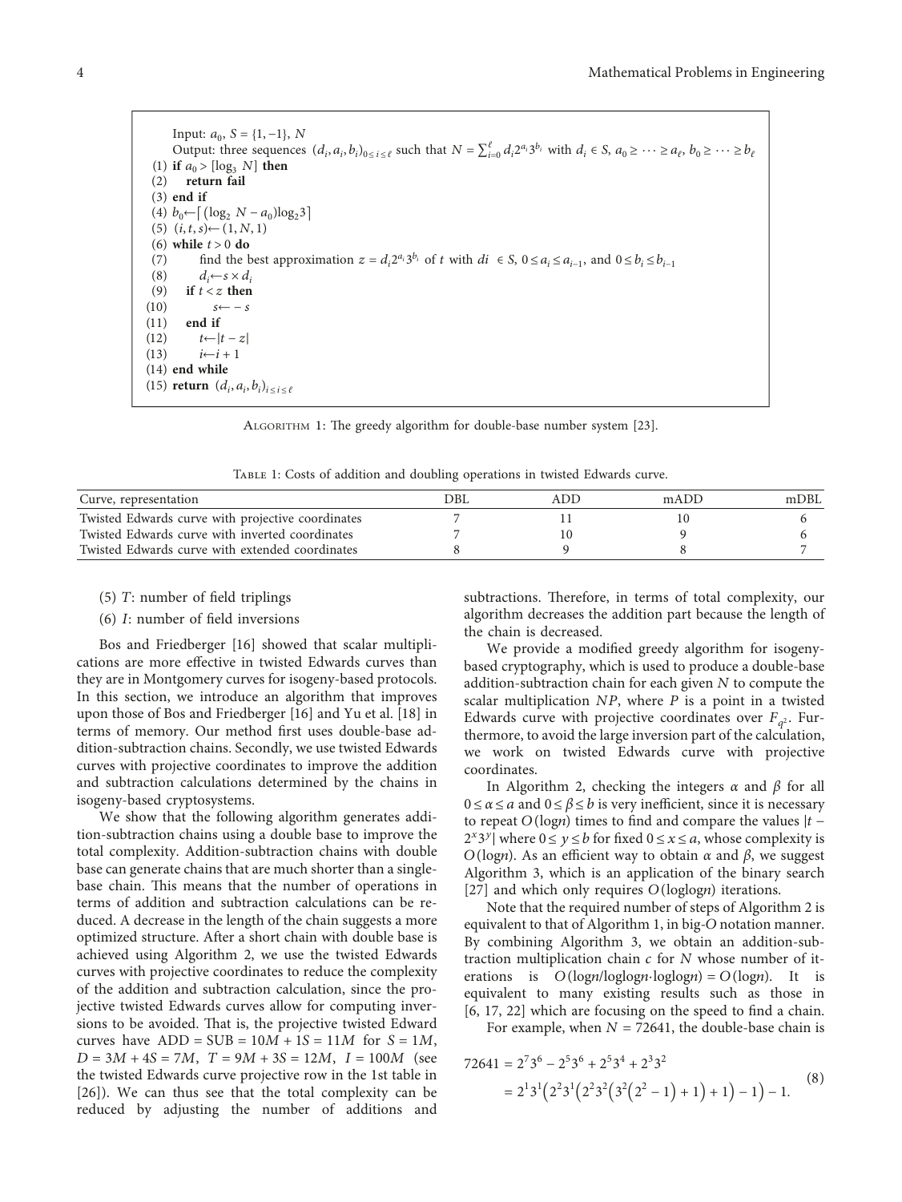```
Input: a_0, S = {1, −1}, N
Output: three sequences (d_i, a_i, b_i)_{0≤i≤ℓ} such that N = Σ_{i=0}^{ℓ} d_i 2^{a_i} 3^{b_i} with d_i ∈ S, a_0 ≥ ··· ≥ a_ℓ, b_0 ≥ ··· ≥ b_ℓ
(1) if a_0 > [log_3 N] then
(2)     return fail
(3) end if
(4) b_0 ← ⌈(log_2 N − a_0) log_2 3⌉
(5) (i, t, s) ← (1, N, 1)
(6) while t > 0 do
(7)     find the best approximation z = d_i 2^{a_i} 3^{b_i} of t with di ∈ S, 0 ≤ a_i ≤ a_{i−1}, and 0 ≤ b_i ≤ b_{i−1}
(8)     d_i ← s × d_i
(9)     if t < z then
(10)        s ← − s
(11)    end if
(12)    t ← |t − z|
(13)    i ← i + 1
(14) end while
(15) return (d_i, a_i, b_i)_{i≤i≤ℓ}
```

Algorithm 1: The greedy algorithm for double-base number system [23].

Table 1: Costs of addition and doubling operations in twisted Edwards curve.

| Curve, representation | DBL | ADD | mADD | mDBL |
|---|---|---|---|---|
| Twisted Edwards curve with projective coordinates | 7 | 11 | 10 | 6 |
| Twisted Edwards curve with inverted coordinates | 7 | 10 | 9 | 6 |
| Twisted Edwards curve with extended coordinates | 8 | 9 | 8 | 7 |

(5) $T$: number of field triplings

(6) $I$: number of field inversions

Bos and Friedberger [16] showed that scalar multiplications are more effective in twisted Edwards curves than they are in Montgomery curves for isogeny-based protocols. In this section, we introduce an algorithm that improves upon those of Bos and Friedberger [16] and Yu et al. [18] in terms of memory. Our method first uses double-base addition-subtraction chains. Secondly, we use twisted Edwards curves with projective coordinates to improve the addition and subtraction calculations determined by the chains in isogeny-based cryptosystems.

We show that the following algorithm generates addition-subtraction chains using a double base to improve the total complexity. Addition-subtraction chains with double base can generate chains that are much shorter than a single-base chain. This means that the number of operations in terms of addition and subtraction calculations can be reduced. A decrease in the length of the chain suggests a more optimized structure. After a short chain with double base is achieved using Algorithm 2, we use the twisted Edwards curves with projective coordinates to reduce the complexity of the addition and subtraction calculation, since the projective twisted Edwards curves allow for computing inversions to be avoided. That is, the projective twisted Edward curves have $\text{ADD} = \text{SUB} = 10M + 1S = 11M$ for $S = 1M$, $D = 3M + 4S = 7M$, $T = 9M + 3S = 12M$, $I = 100M$ (see the twisted Edwards curve projective row in the 1st table in [26]). We can thus see that the total complexity can be reduced by adjusting the number of additions and subtractions. Therefore, in terms of total complexity, our algorithm decreases the addition part because the length of the chain is decreased.

We provide a modified greedy algorithm for isogeny-based cryptography, which is used to produce a double-base addition-subtraction chain for each given $N$ to compute the scalar multiplication $NP$, where $P$ is a point in a twisted Edwards curve with projective coordinates over $F_{q^2}$. Furthermore, to avoid the large inversion part of the calculation, we work on twisted Edwards curve with projective coordinates.

In Algorithm 2, checking the integers $\alpha$ and $\beta$ for all $0 \leq \alpha \leq a$ and $0 \leq \beta \leq b$ is very inefficient, since it is necessary to repeat $O(\log n)$ times to find and compare the values $|t - 2^x 3^y|$ where $0 \leq y \leq b$ for fixed $0 \leq x \leq a$, whose complexity is $O(\log n)$. As an efficient way to obtain $\alpha$ and $\beta$, we suggest Algorithm 3, which is an application of the binary search [27] and which only requires $O(\log\log n)$ iterations.

Note that the required number of steps of Algorithm 2 is equivalent to that of Algorithm 1, in big-$O$ notation manner. By combining Algorithm 3, we obtain an addition-subtraction multiplication chain $c$ for $N$ whose number of iterations is $O(\log n/\log\log n \cdot \log\log n) = O(\log n)$. It is equivalent to many existing results such as those in [6, 17, 22] which are focusing on the speed to find a chain.

For example, when $N = 72641$, the double-base chain is

$$
\begin{aligned}
72641 &= 2^7 3^6 - 2^5 3^6 + 2^5 3^4 + 2^3 3^2 \\
&= 2^1 3^1 \left(2^2 3^1 \left(2^2 3^2 \left(3^2 \left(2^2 - 1\right) + 1\right) + 1\right) - 1\right) - 1.
\end{aligned}
\tag{8}
$$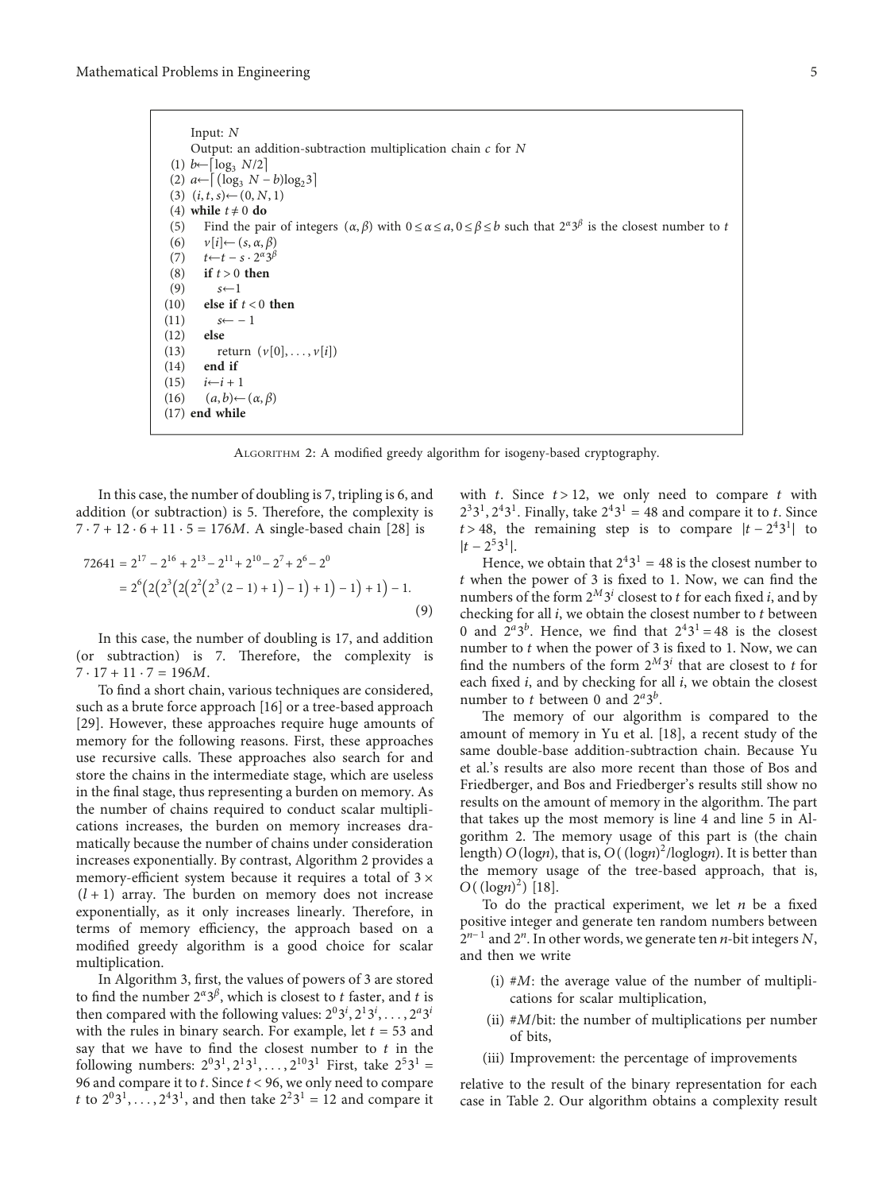```
Input: N
Output: an addition-subtraction multiplication chain c for N
(1) b←⌈log_3 N/2⌉
(2) a←⌈(log_3 N − b)log_2 3⌉
(3) (i, t, s)←(0, N, 1)
(4) while t ≠ 0 do
(5)    Find the pair of integers (α, β) with 0 ≤ α ≤ a, 0 ≤ β ≤ b such that 2^α 3^β is the closest number to t
(6)    v[i]←(s, α, β)
(7)    t←t − s · 2^α 3^β
(8)    if t > 0 then
(9)       s←1
(10)   else if t < 0 then
(11)      s← − 1
(12)   else
(13)      return (v[0], . . . , v[i])
(14)   end if
(15)   i←i + 1
(16)   (a, b)←(α, β)
(17) end while
```

Algorithm 2: A modified greedy algorithm for isogeny-based cryptography.

In this case, the number of doubling is 7, tripling is 6, and addition (or subtraction) is 5. Therefore, the complexity is $7 \cdot 7 + 12 \cdot 6 + 11 \cdot 5 = 176M$. A single-based chain [28] is

$$
\begin{aligned}
72641 &= 2^{17} - 2^{16} + 2^{13} - 2^{11} + 2^{10} - 2^{7} + 2^{6} - 2^{0} \\
&= 2^{6}\left(2\left(2^{3}\left(2\left(2^{2}\left(2^{3}(2-1)+1\right)-1\right)+1\right)-1\right)+1\right)-1.
\end{aligned} \tag{9}
$$

In this case, the number of doubling is 17, and addition (or subtraction) is 7. Therefore, the complexity is $7 \cdot 17 + 11 \cdot 7 = 196M$.

To find a short chain, various techniques are considered, such as a brute force approach [16] or a tree-based approach [29]. However, these approaches require huge amounts of memory for the following reasons. First, these approaches use recursive calls. These approaches also search for and store the chains in the intermediate stage, which are useless in the final stage, thus representing a burden on memory. As the number of chains required to conduct scalar multiplications increases, the burden on memory increases dramatically because the number of chains under consideration increases exponentially. By contrast, Algorithm 2 provides a memory-efficient system because it requires a total of $3 \times (l+1)$ array. The burden on memory does not increase exponentially, as it only increases linearly. Therefore, in terms of memory efficiency, the approach based on a modified greedy algorithm is a good choice for scalar multiplication.

In Algorithm 3, first, the values of powers of 3 are stored to find the number $2^{\alpha}3^{\beta}$, which is closest to $t$ faster, and $t$ is then compared with the following values: $2^{0}3^{i}, 2^{1}3^{i}, \ldots, 2^{a}3^{i}$ with the rules in binary search. For example, let $t = 53$ and say that we have to find the closest number to $t$ in the following numbers: $2^{0}3^{1}, 2^{1}3^{1}, \ldots, 2^{10}3^{1}$ First, take $2^{5}3^{1} = 96$ and compare it to $t$. Since $t < 96$, we only need to compare $t$ to $2^{0}3^{1}, \ldots, 2^{4}3^{1}$, and then take $2^{2}3^{1} = 12$ and compare it with $t$. Since $t > 12$, we only need to compare $t$ with $2^{3}3^{1}, 2^{4}3^{1}$. Finally, take $2^{4}3^{1} = 48$ and compare it to $t$. Since $t > 48$, the remaining step is to compare $|t - 2^{4}3^{1}|$ to $|t - 2^{5}3^{1}|$.

Hence, we obtain that $2^{4}3^{1} = 48$ is the closest number to $t$ when the power of 3 is fixed to 1. Now, we can find the numbers of the form $2^{M}3^{i}$ closest to $t$ for each fixed $i$, and by checking for all $i$, we obtain the closest number to $t$ between 0 and $2^{a}3^{b}$. Hence, we find that $2^{4}3^{1} = 48$ is the closest number to $t$ when the power of 3 is fixed to 1. Now, we can find the numbers of the form $2^{M}3^{i}$ that are closest to $t$ for each fixed $i$, and by checking for all $i$, we obtain the closest number to $t$ between 0 and $2^{a}3^{b}$.

The memory of our algorithm is compared to the amount of memory in Yu et al. [18], a recent study of the same double-base addition-subtraction chain. Because Yu et al.'s results are also more recent than those of Bos and Friedberger, and Bos and Friedberger's results still show no results on the amount of memory in the algorithm. The part that takes up the most memory is line 4 and line 5 in Algorithm 2. The memory usage of this part is (the chain length) $O(\log n)$, that is, $O((\log n)^{2}/\log\log n)$. It is better than the memory usage of the tree-based approach, that is, $O((\log n)^{2})$ [18].

To do the practical experiment, we let $n$ be a fixed positive integer and generate ten random numbers between $2^{n-1}$ and $2^{n}$. In other words, we generate ten $n$-bit integers $N$, and then we write

(i) #$M$: the average value of the number of multiplications for scalar multiplication,

(ii) #$M$/bit: the number of multiplications per number of bits,

(iii) Improvement: the percentage of improvements

relative to the result of the binary representation for each case in Table 2. Our algorithm obtains a complexity result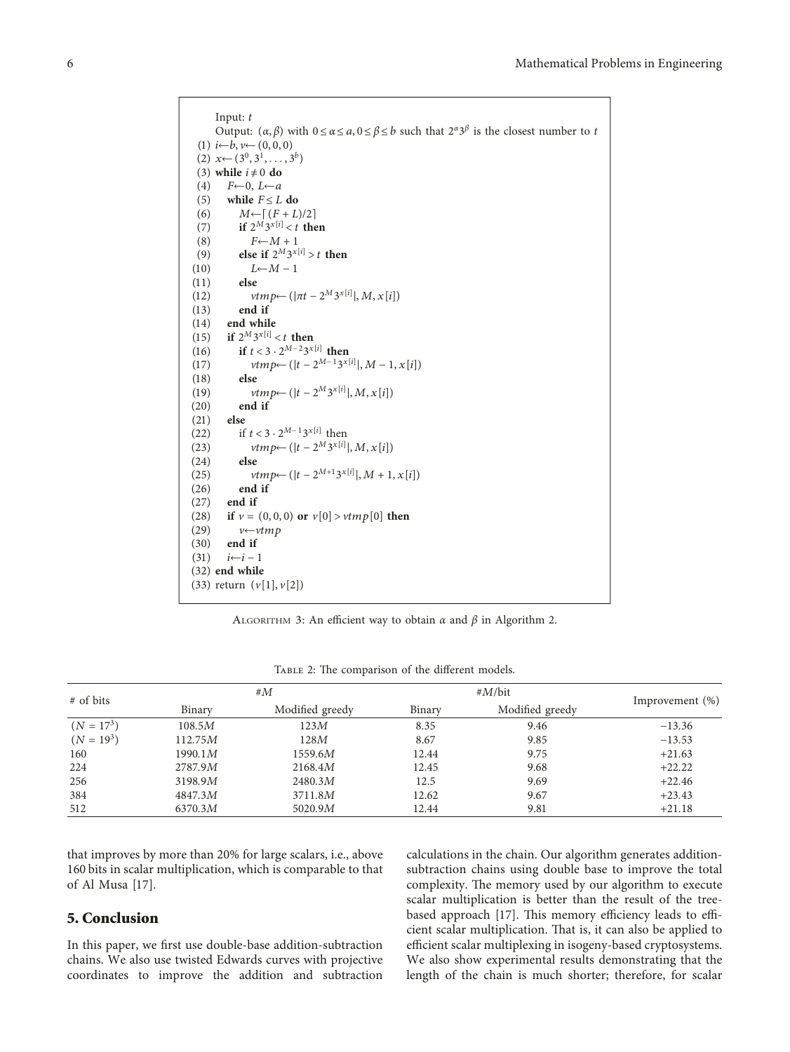```
Input: t
Output: (α, β) with 0 ≤ α ≤ a, 0 ≤ β ≤ b such that 2^α 3^β is the closest number to t
(1) i←b, v←(0, 0, 0)
(2) x←(3^0, 3^1, ..., 3^b)
(3) while i ≠ 0 do
(4)    F←0, L←a
(5)    while F ≤ L do
(6)       M←⌈(F + L)/2⌉
(7)       if 2^M 3^x[i] < t then
(8)          F←M + 1
(9)       else if 2^M 3^x[i] > t then
(10)         L←M − 1
(11)      else
(12)         vtmp←(|πt − 2^M 3^x[i]|, M, x[i])
(13)      end if
(14)   end while
(15)   if 2^M 3^x[i] < t then
(16)      if t < 3 · 2^(M−2) 3^x[i] then
(17)         vtmp←(|t − 2^(M−1) 3^x[i]|, M − 1, x[i])
(18)      else
(19)         vtmp←(|t − 2^M 3^x[i]|, M, x[i])
(20)      end if
(21)   else
(22)      if t < 3 · 2^(M−1) 3^x[i] then
(23)         vtmp←(|t − 2^M 3^x[i]|, M, x[i])
(24)      else
(25)         vtmp←(|t − 2^(M+1) 3^x[i]|, M + 1, x[i])
(26)      end if
(27)   end if
(28)   if v = (0, 0, 0) or v[0] > vtmp[0] then
(29)      v←vtmp
(30)   end if
(31)   i←i − 1
(32) end while
(33) return (v[1], v[2])
```

Algorithm 3: An efficient way to obtain $\alpha$ and $\beta$ in Algorithm 2.

Table 2: The comparison of the different models.

| # of bits | #M | | #M/bit | | Improvement (%) |
|---|---|---|---|---|---|
| | Binary | Modified greedy | Binary | Modified greedy | |
| $(N = 17^3)$ | 108.5$M$ | 123$M$ | 8.35 | 9.46 | −13.36 |
| $(N = 19^3)$ | 112.75$M$ | 128$M$ | 8.67 | 9.85 | −13.53 |
| 160 | 1990.1$M$ | 1559.6$M$ | 12.44 | 9.75 | +21.63 |
| 224 | 2787.9$M$ | 2168.4$M$ | 12.45 | 9.68 | +22.22 |
| 256 | 3198.9$M$ | 2480.3$M$ | 12.5 | 9.69 | +22.46 |
| 384 | 4847.3$M$ | 3711.8$M$ | 12.62 | 9.67 | +23.43 |
| 512 | 6370.3$M$ | 5020.9$M$ | 12.44 | 9.81 | +21.18 |

that improves by more than 20% for large scalars, i.e., above 160 bits in scalar multiplication, which is comparable to that of Al Musa [17].

## 5. Conclusion

In this paper, we first use double-base addition-subtraction chains. We also use twisted Edwards curves with projective coordinates to improve the addition and subtraction calculations in the chain. Our algorithm generates addition-subtraction chains using double base to improve the total complexity. The memory used by our algorithm to execute scalar multiplication is better than the result of the tree-based approach [17]. This memory efficiency leads to efficient scalar multiplication. That is, it can also be applied to efficient scalar multiplexing in isogeny-based cryptosystems. We also show experimental results demonstrating that the length of the chain is much shorter; therefore, for scalar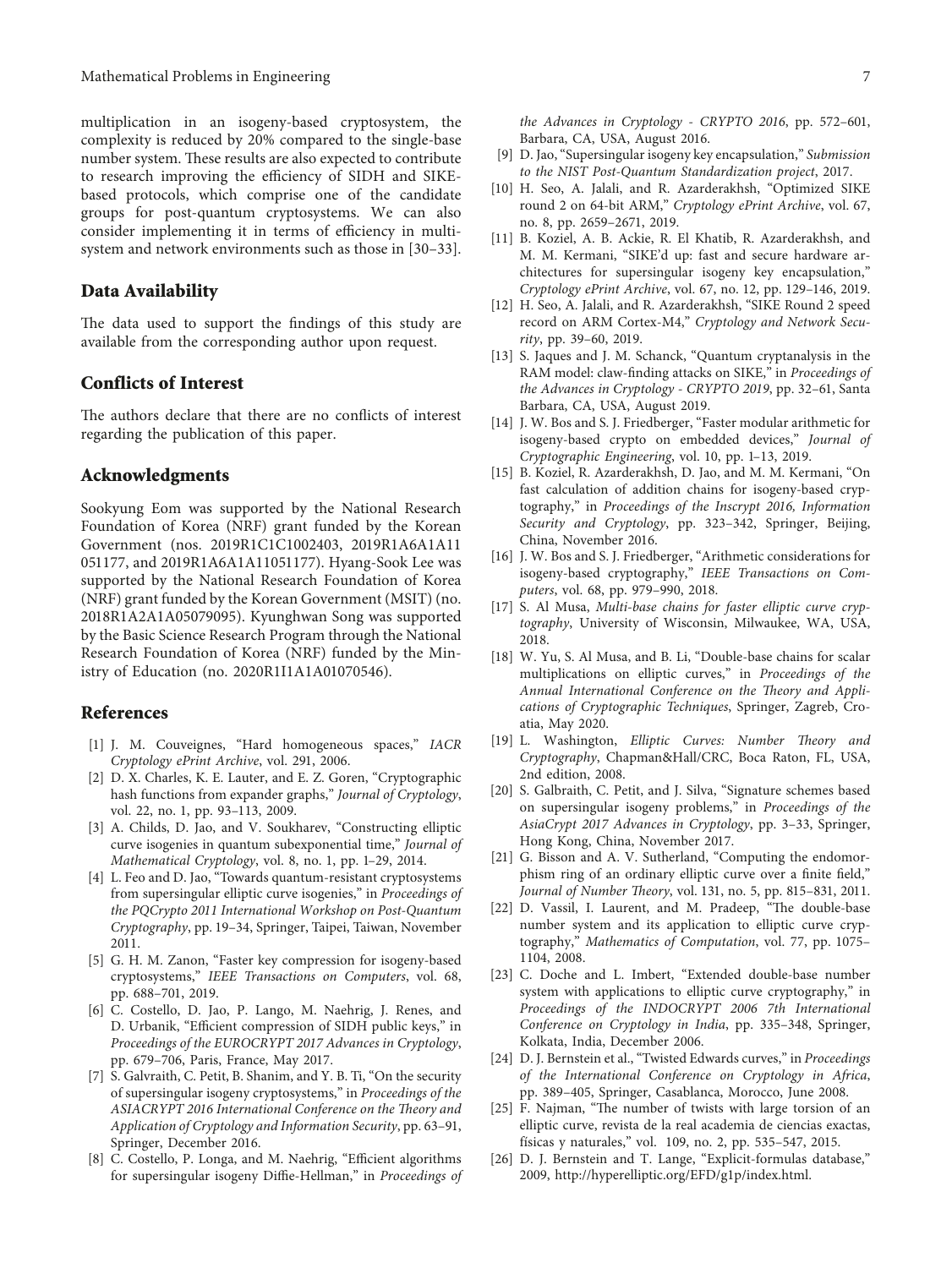multiplication in an isogeny-based cryptosystem, the complexity is reduced by 20% compared to the single-base number system. These results are also expected to contribute to research improving the efficiency of SIDH and SIKE-based protocols, which comprise one of the candidate groups for post-quantum cryptosystems. We can also consider implementing it in terms of efficiency in multi-system and network environments such as those in [30–33].

## Data Availability

The data used to support the findings of this study are available from the corresponding author upon request.

## Conflicts of Interest

The authors declare that there are no conflicts of interest regarding the publication of this paper.

## Acknowledgments

Sookyung Eom was supported by the National Research Foundation of Korea (NRF) grant funded by the Korean Government (nos. 2019R1C1C1002403, 2019R1A6A1A11051177, and 2019R1A6A1A11051177). Hyang-Sook Lee was supported by the National Research Foundation of Korea (NRF) grant funded by the Korean Government (MSIT) (no. 2018R1A2A1A05079095). Kyunghwan Song was supported by the Basic Science Research Program through the National Research Foundation of Korea (NRF) funded by the Ministry of Education (no. 2020R1I1A1A01070546).

## References

[1] J. M. Couveignes, "Hard homogeneous spaces," *IACR Cryptology ePrint Archive*, vol. 291, 2006.

[2] D. X. Charles, K. E. Lauter, and E. Z. Goren, "Cryptographic hash functions from expander graphs," *Journal of Cryptology*, vol. 22, no. 1, pp. 93–113, 2009.

[3] A. Childs, D. Jao, and V. Soukharev, "Constructing elliptic curve isogenies in quantum subexponential time," *Journal of Mathematical Cryptology*, vol. 8, no. 1, pp. 1–29, 2014.

[4] L. Feo and D. Jao, "Towards quantum-resistant cryptosystems from supersingular elliptic curve isogenies," in *Proceedings of the PQCrypto 2011 International Workshop on Post-Quantum Cryptography*, pp. 19–34, Springer, Taipei, Taiwan, November 2011.

[5] G. H. M. Zanon, "Faster key compression for isogeny-based cryptosystems," *IEEE Transactions on Computers*, vol. 68, pp. 688–701, 2019.

[6] C. Costello, D. Jao, P. Lango, M. Naehrig, J. Renes, and D. Urbanik, "Efficient compression of SIDH public keys," in *Proceedings of the EUROCRYPT 2017 Advances in Cryptology*, pp. 679–706, Paris, France, May 2017.

[7] S. Galvraith, C. Petit, B. Shanim, and Y. B. Ti, "On the security of supersingular isogeny cryptosystems," in *Proceedings of the ASIACRYPT 2016 International Conference on the Theory and Application of Cryptology and Information Security*, pp. 63–91, Springer, December 2016.

[8] C. Costello, P. Longa, and M. Naehrig, "Efficient algorithms for supersingular isogeny Diffie-Hellman," in *Proceedings of the Advances in Cryptology - CRYPTO 2016*, pp. 572–601, Barbara, CA, USA, August 2016.

[9] D. Jao, "Supersingular isogeny key encapsulation," *Submission to the NIST Post-Quantum Standardization project*, 2017.

[10] H. Seo, A. Jalali, and R. Azarderakhsh, "Optimized SIKE round 2 on 64-bit ARM," *Cryptology ePrint Archive*, vol. 67, no. 8, pp. 2659–2671, 2019.

[11] B. Koziel, A. B. Ackie, R. El Khatib, R. Azarderakhsh, and M. M. Kermani, "SIKE'd up: fast and secure hardware architectures for supersingular isogeny key encapsulation," *Cryptology ePrint Archive*, vol. 67, no. 12, pp. 129–146, 2019.

[12] H. Seo, A. Jalali, and R. Azarderakhsh, "SIKE Round 2 speed record on ARM Cortex-M4," *Cryptology and Network Security*, pp. 39–60, 2019.

[13] S. Jaques and J. M. Schanck, "Quantum cryptanalysis in the RAM model: claw-finding attacks on SIKE," in *Proceedings of the Advances in Cryptology - CRYPTO 2019*, pp. 32–61, Santa Barbara, CA, USA, August 2019.

[14] J. W. Bos and S. J. Friedberger, "Faster modular arithmetic for isogeny-based crypto on embedded devices," *Journal of Cryptographic Engineering*, vol. 10, pp. 1–13, 2019.

[15] B. Koziel, R. Azarderakhsh, D. Jao, and M. M. Kermani, "On fast calculation of addition chains for isogeny-based cryptography," in *Proceedings of the Inscrypt 2016, Information Security and Cryptology*, pp. 323–342, Springer, Beijing, China, November 2016.

[16] J. W. Bos and S. J. Friedberger, "Arithmetic considerations for isogeny-based cryptography," *IEEE Transactions on Computers*, vol. 68, pp. 979–990, 2018.

[17] S. Al Musa, *Multi-base chains for faster elliptic curve cryptography*, University of Wisconsin, Milwaukee, WA, USA, 2018.

[18] W. Yu, S. Al Musa, and B. Li, "Double-base chains for scalar multiplications on elliptic curves," in *Proceedings of the Annual International Conference on the Theory and Applications of Cryptographic Techniques*, Springer, Zagreb, Croatia, May 2020.

[19] L. Washington, *Elliptic Curves: Number Theory and Cryptography*, Chapman&Hall/CRC, Boca Raton, FL, USA, 2nd edition, 2008.

[20] S. Galbraith, C. Petit, and J. Silva, "Signature schemes based on supersingular isogeny problems," in *Proceedings of the AsiaCrypt 2017 Advances in Cryptology*, pp. 3–33, Springer, Hong Kong, China, November 2017.

[21] G. Bisson and A. V. Sutherland, "Computing the endomorphism ring of an ordinary elliptic curve over a finite field," *Journal of Number Theory*, vol. 131, no. 5, pp. 815–831, 2011.

[22] D. Vassil, I. Laurent, and M. Pradeep, "The double-base number system and its application to elliptic curve cryptography," *Mathematics of Computation*, vol. 77, pp. 1075–1104, 2008.

[23] C. Doche and L. Imbert, "Extended double-base number system with applications to elliptic curve cryptography," in *Proceedings of the INDOCRYPT 2006 7th International Conference on Cryptology in India*, pp. 335–348, Springer, Kolkata, India, December 2006.

[24] D. J. Bernstein et al., "Twisted Edwards curves," in *Proceedings of the International Conference on Cryptology in Africa*, pp. 389–405, Springer, Casablanca, Morocco, June 2008.

[25] F. Najman, "The number of twists with large torsion of an elliptic curve, revista de la real academia de ciencias exactas, físicas y naturales," vol. 109, no. 2, pp. 535–547, 2015.

[26] D. J. Bernstein and T. Lange, "Explicit-formulas database," 2009, http://hyperelliptic.org/EFD/g1p/index.html.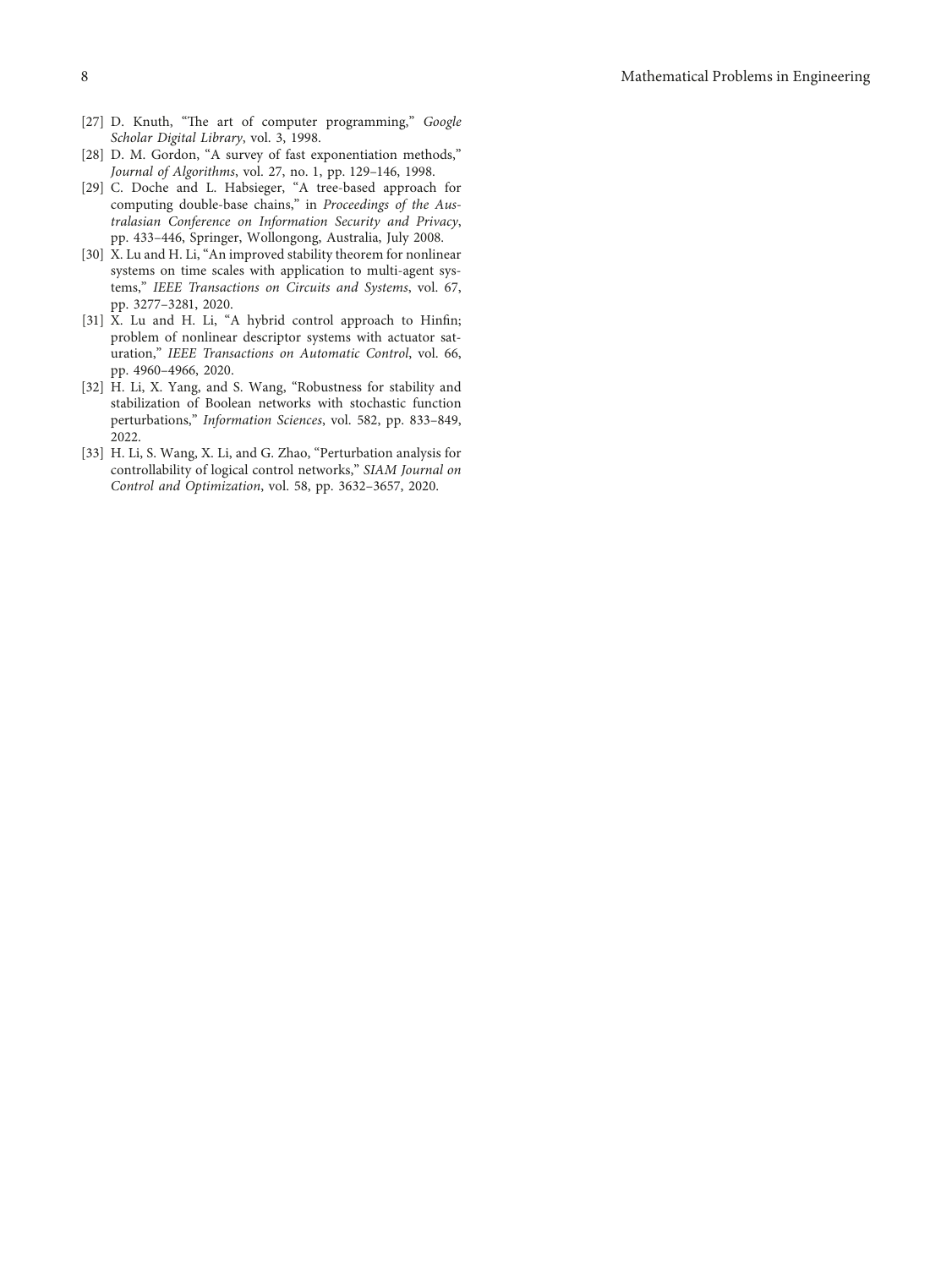[27] D. Knuth, “The art of computer programming,” *Google Scholar Digital Library*, vol. 3, 1998.

[28] D. M. Gordon, “A survey of fast exponentiation methods,” *Journal of Algorithms*, vol. 27, no. 1, pp. 129–146, 1998.

[29] C. Doche and L. Habsieger, “A tree-based approach for computing double-base chains,” in *Proceedings of the Australasian Conference on Information Security and Privacy*, pp. 433–446, Springer, Wollongong, Australia, July 2008.

[30] X. Lu and H. Li, “An improved stability theorem for nonlinear systems on time scales with application to multi-agent systems,” *IEEE Transactions on Circuits and Systems*, vol. 67, pp. 3277–3281, 2020.

[31] X. Lu and H. Li, “A hybrid control approach to Hinfin; problem of nonlinear descriptor systems with actuator saturation,” *IEEE Transactions on Automatic Control*, vol. 66, pp. 4960–4966, 2020.

[32] H. Li, X. Yang, and S. Wang, “Robustness for stability and stabilization of Boolean networks with stochastic function perturbations,” *Information Sciences*, vol. 582, pp. 833–849, 2022.

[33] H. Li, S. Wang, X. Li, and G. Zhao, “Perturbation analysis for controllability of logical control networks,” *SIAM Journal on Control and Optimization*, vol. 58, pp. 3632–3657, 2020.